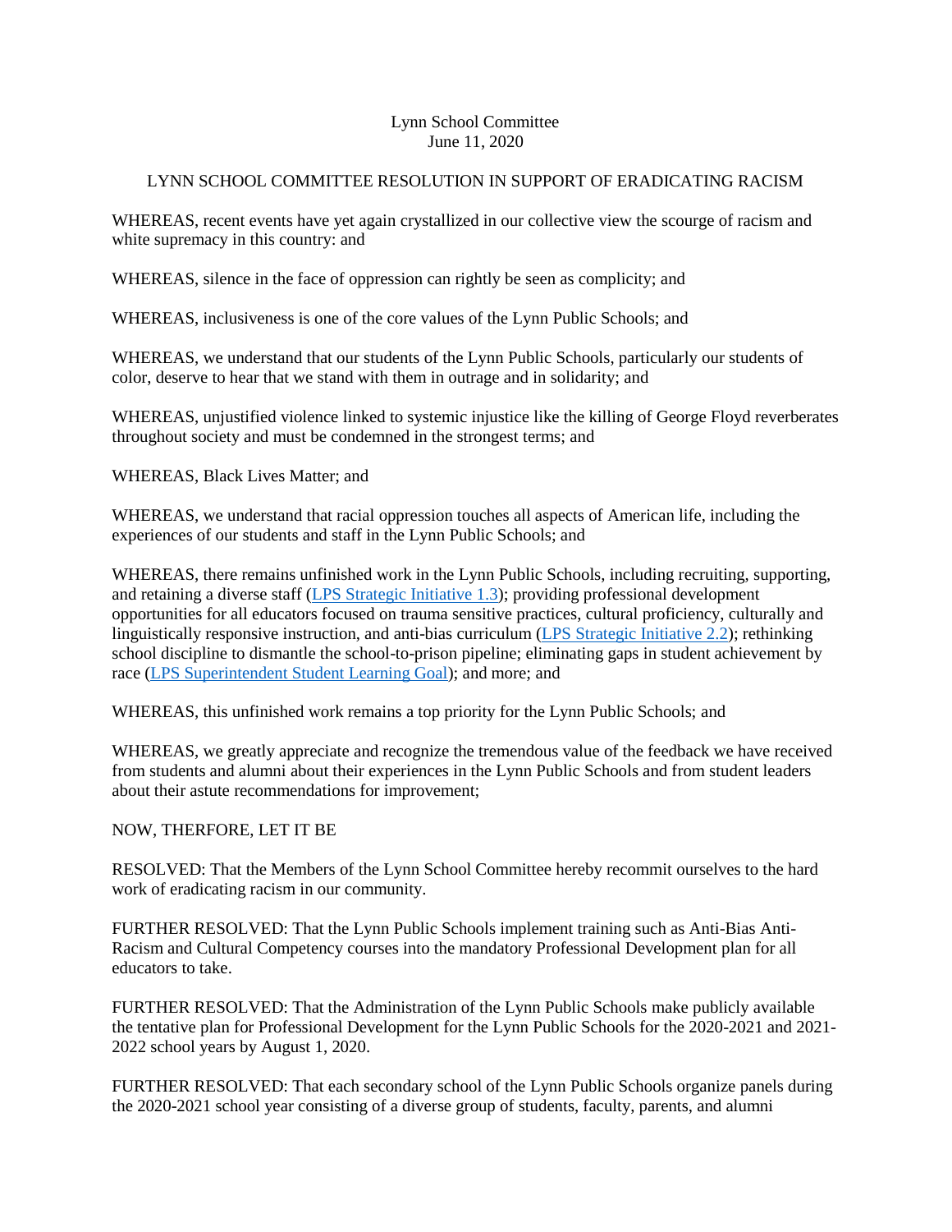Lynn School Committee
June 11, 2020

# LYNN SCHOOL COMMITTEE RESOLUTION IN SUPPORT OF ERADICATING RACISM

WHEREAS, recent events have yet again crystallized in our collective view the scourge of racism and white supremacy in this country: and

WHEREAS, silence in the face of oppression can rightly be seen as complicity; and

WHEREAS, inclusiveness is one of the core values of the Lynn Public Schools; and

WHEREAS, we understand that our students of the Lynn Public Schools, particularly our students of color, deserve to hear that we stand with them in outrage and in solidarity; and

WHEREAS, unjustified violence linked to systemic injustice like the killing of George Floyd reverberates throughout society and must be condemned in the strongest terms; and

WHEREAS, Black Lives Matter; and

WHEREAS, we understand that racial oppression touches all aspects of American life, including the experiences of our students and staff in the Lynn Public Schools; and

WHEREAS, there remains unfinished work in the Lynn Public Schools, including recruiting, supporting, and retaining a diverse staff (LPS Strategic Initiative 1.3); providing professional development opportunities for all educators focused on trauma sensitive practices, cultural proficiency, culturally and linguistically responsive instruction, and anti-bias curriculum (LPS Strategic Initiative 2.2); rethinking school discipline to dismantle the school-to-prison pipeline; eliminating gaps in student achievement by race (LPS Superintendent Student Learning Goal); and more; and

WHEREAS, this unfinished work remains a top priority for the Lynn Public Schools; and

WHEREAS, we greatly appreciate and recognize the tremendous value of the feedback we have received from students and alumni about their experiences in the Lynn Public Schools and from student leaders about their astute recommendations for improvement;

NOW, THERFORE, LET IT BE

RESOLVED: That the Members of the Lynn School Committee hereby recommit ourselves to the hard work of eradicating racism in our community.

FURTHER RESOLVED: That the Lynn Public Schools implement training such as Anti-Bias Anti-Racism and Cultural Competency courses into the mandatory Professional Development plan for all educators to take.

FURTHER RESOLVED: That the Administration of the Lynn Public Schools make publicly available the tentative plan for Professional Development for the Lynn Public Schools for the 2020-2021 and 2021-2022 school years by August 1, 2020.

FURTHER RESOLVED: That each secondary school of the Lynn Public Schools organize panels during the 2020-2021 school year consisting of a diverse group of students, faculty, parents, and alumni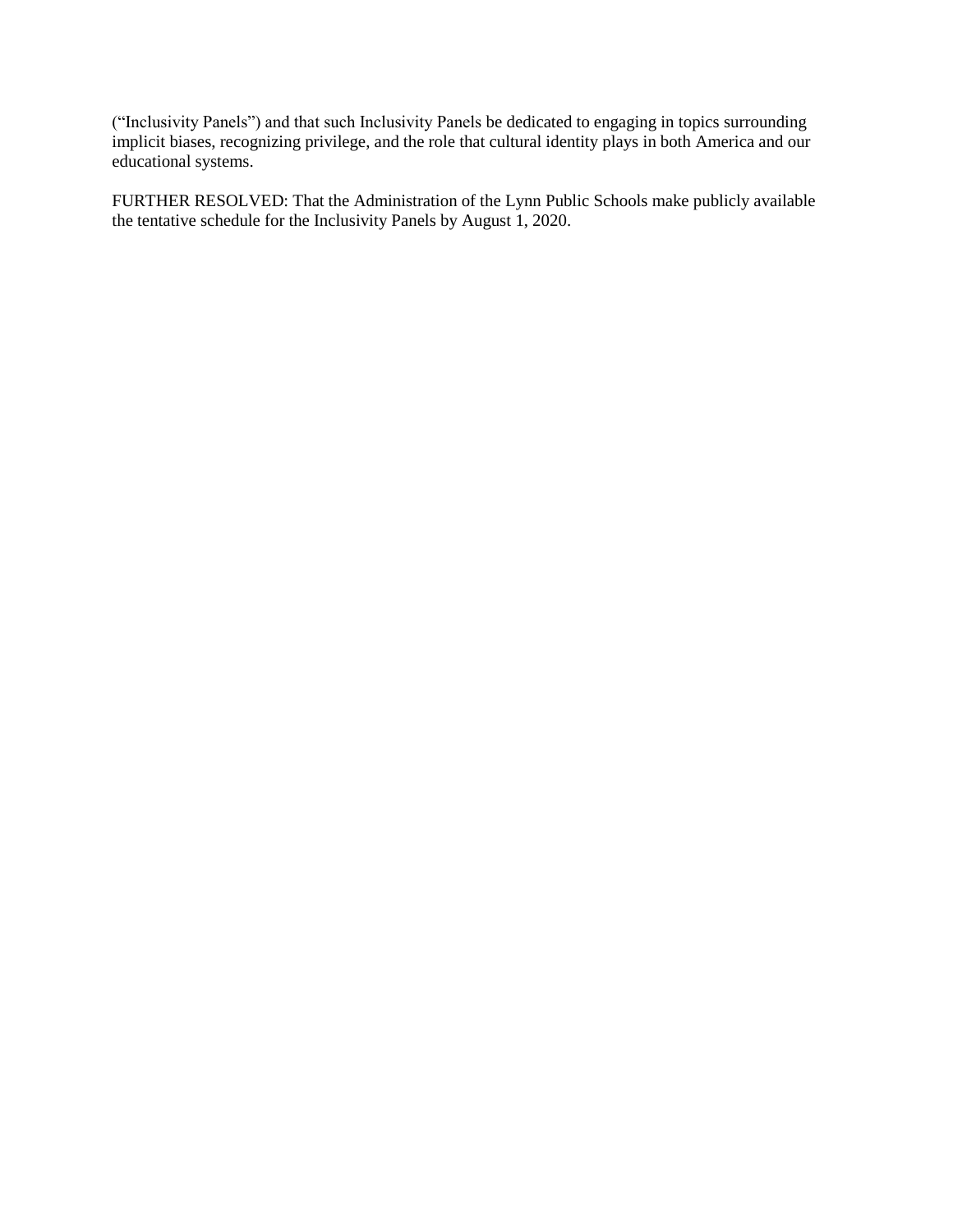("Inclusivity Panels") and that such Inclusivity Panels be dedicated to engaging in topics surrounding implicit biases, recognizing privilege, and the role that cultural identity plays in both America and our educational systems.

FURTHER RESOLVED: That the Administration of the Lynn Public Schools make publicly available the tentative schedule for the Inclusivity Panels by August 1, 2020.